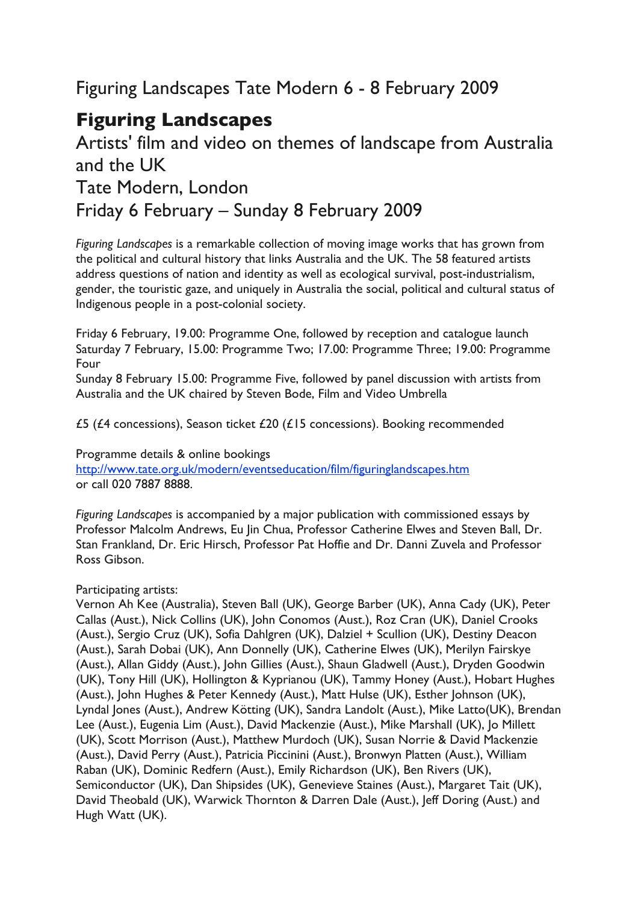Figuring Landscapes Tate Modern 6 - 8 February 2009

# Figuring Landscapes

## Artists' film and video on themes of landscape from Australia and the UK

## Tate Modern, London

## Friday 6 February – Sunday 8 February 2009

*Figuring Landscapes* is a remarkable collection of moving image works that has grown from the political and cultural history that links Australia and the UK. The 58 featured artists address questions of nation and identity as well as ecological survival, post-industrialism, gender, the touristic gaze, and uniquely in Australia the social, political and cultural status of Indigenous people in a post-colonial society.

Friday 6 February, 19.00: Programme One, followed by reception and catalogue launch
Saturday 7 February, 15.00: Programme Two; 17.00: Programme Three; 19.00: Programme Four
Sunday 8 February 15.00: Programme Five, followed by panel discussion with artists from Australia and the UK chaired by Steven Bode, Film and Video Umbrella

£5 (£4 concessions), Season ticket £20 (£15 concessions). Booking recommended

Programme details & online bookings
http://www.tate.org.uk/modern/eventseducation/film/figuringlandscapes.htm
or call 020 7887 8888.

*Figuring Landscapes* is accompanied by a major publication with commissioned essays by Professor Malcolm Andrews, Eu Jin Chua, Professor Catherine Elwes and Steven Ball, Dr. Stan Frankland, Dr. Eric Hirsch, Professor Pat Hoffie and Dr. Danni Zuvela and Professor Ross Gibson.

Participating artists:
Vernon Ah Kee (Australia), Steven Ball (UK), George Barber (UK), Anna Cady (UK), Peter Callas (Aust.), Nick Collins (UK), John Conomos (Aust.), Roz Cran (UK), Daniel Crooks (Aust.), Sergio Cruz (UK), Sofia Dahlgren (UK), Dalziel + Scullion (UK), Destiny Deacon (Aust.), Sarah Dobai (UK), Ann Donnelly (UK), Catherine Elwes (UK), Merilyn Fairskye (Aust.), Allan Giddy (Aust.), John Gillies (Aust.), Shaun Gladwell (Aust.), Dryden Goodwin (UK), Tony Hill (UK), Hollington & Kyprianou (UK), Tammy Honey (Aust.), Hobart Hughes (Aust.), John Hughes & Peter Kennedy (Aust.), Matt Hulse (UK), Esther Johnson (UK), Lyndal Jones (Aust.), Andrew Kötting (UK), Sandra Landolt (Aust.), Mike Latto(UK), Brendan Lee (Aust.), Eugenia Lim (Aust.), David Mackenzie (Aust.), Mike Marshall (UK), Jo Millett (UK), Scott Morrison (Aust.), Matthew Murdoch (UK), Susan Norrie & David Mackenzie (Aust.), David Perry (Aust.), Patricia Piccinini (Aust.), Bronwyn Platten (Aust.), William Raban (UK), Dominic Redfern (Aust.), Emily Richardson (UK), Ben Rivers (UK), Semiconductor (UK), Dan Shipsides (UK), Genevieve Staines (Aust.), Margaret Tait (UK), David Theobald (UK), Warwick Thornton & Darren Dale (Aust.), Jeff Doring (Aust.) and Hugh Watt (UK).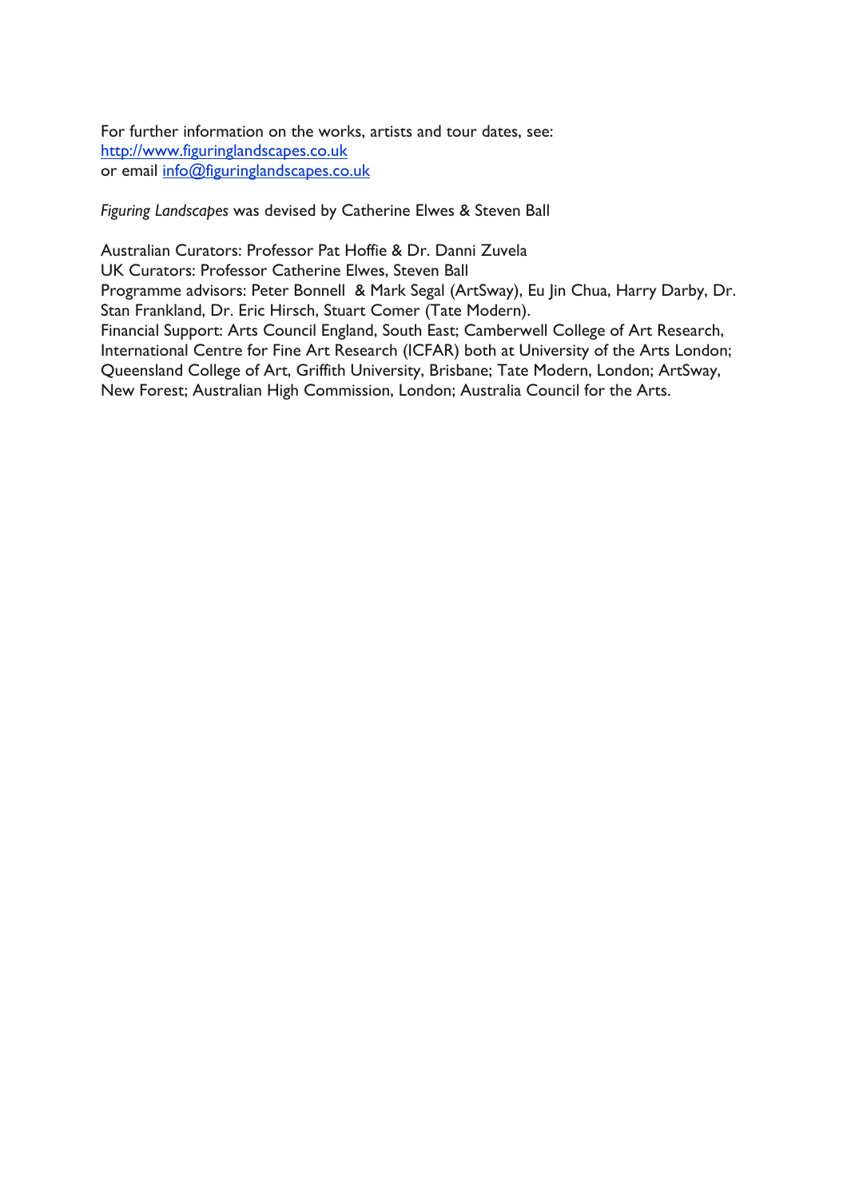For further information on the works, artists and tour dates, see:
[http://www.figuringlandscapes.co.uk](http://www.figuringlandscapes.co.uk)
or email [info@figuringlandscapes.co.uk](mailto:info@figuringlandscapes.co.uk)

*Figuring Landscapes* was devised by Catherine Elwes & Steven Ball

Australian Curators: Professor Pat Hoffie & Dr. Danni Zuvela
UK Curators: Professor Catherine Elwes, Steven Ball
Programme advisors: Peter Bonnell & Mark Segal (ArtSway), Eu Jin Chua, Harry Darby, Dr. Stan Frankland, Dr. Eric Hirsch, Stuart Comer (Tate Modern).
Financial Support: Arts Council England, South East; Camberwell College of Art Research, International Centre for Fine Art Research (ICFAR) both at University of the Arts London; Queensland College of Art, Griffith University, Brisbane; Tate Modern, London; ArtSway, New Forest; Australian High Commission, London; Australia Council for the Arts.